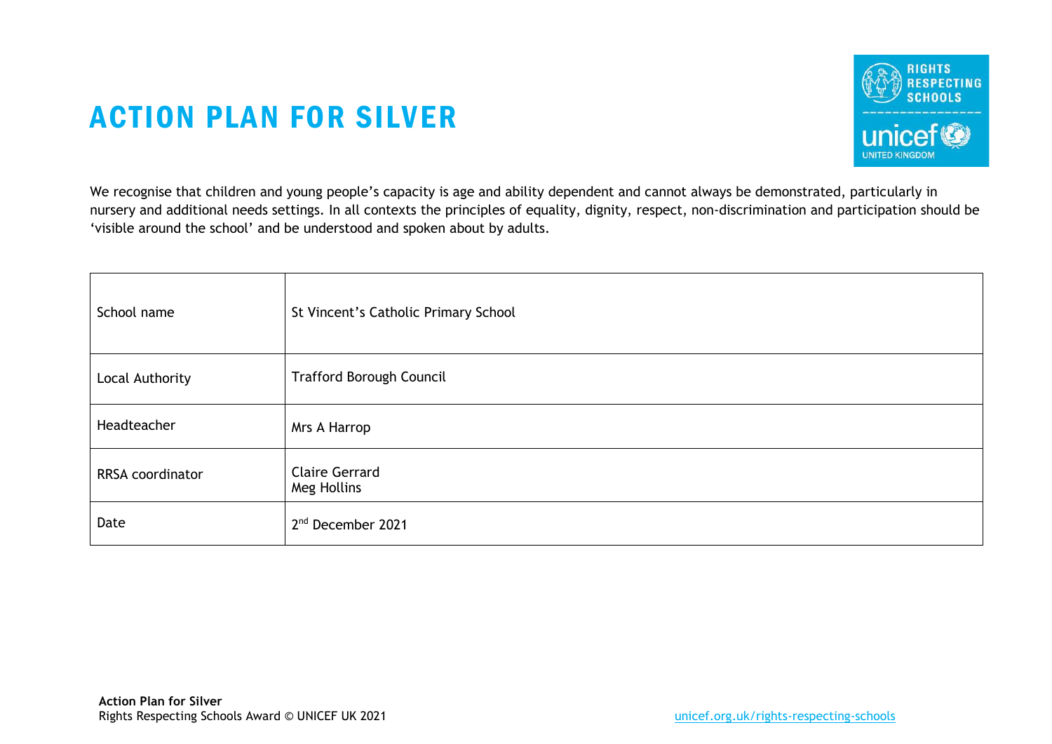# ACTION PLAN FOR SILVER

We recognise that children and young people's capacity is age and ability dependent and cannot always be demonstrated, particularly in nursery and additional needs settings. In all contexts the principles of equality, dignity, respect, non-discrimination and participation should be 'visible around the school' and be understood and spoken about by adults.

| | |
|---|---|
| School name | St Vincent's Catholic Primary School |
| Local Authority | Trafford Borough Council |
| Headteacher | Mrs A Harrop |
| RRSA coordinator | Claire Gerrard<br>Meg Hollins |
| Date | 2nd December 2021 |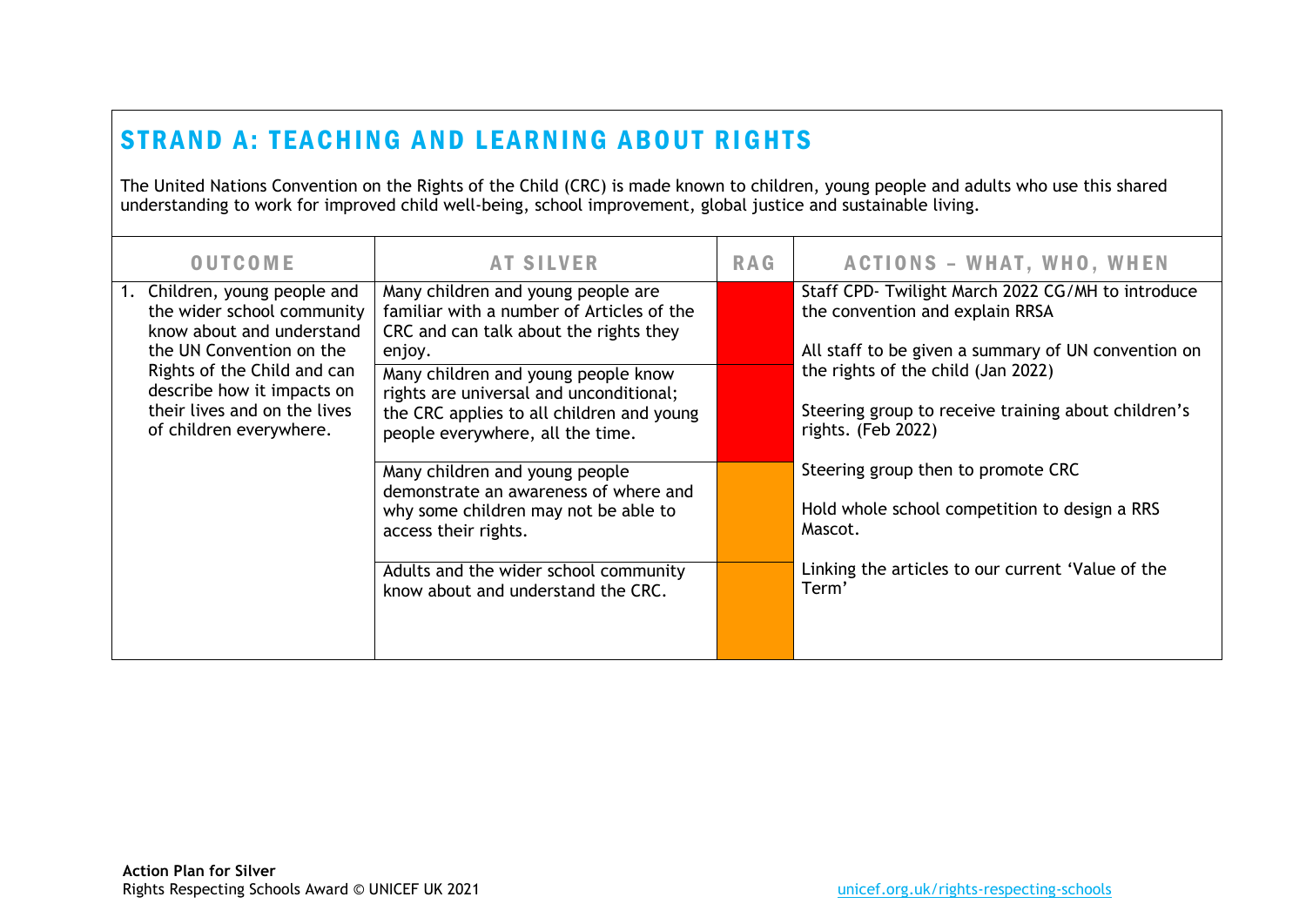## STRAND A: TEACHING AND LEARNING ABOUT RIGHTS

The United Nations Convention on the Rights of the Child (CRC) is made known to children, young people and adults who use this shared understanding to work for improved child well-being, school improvement, global justice and sustainable living.

| OUTCOME | AT SILVER | RAG | ACTIONS – WHAT, WHO, WHEN |
| --- | --- | --- | --- |
| 1. Children, young people and the wider school community know about and understand the UN Convention on the Rights of the Child and can describe how it impacts on their lives and on the lives of children everywhere. | Many children and young people are familiar with a number of Articles of the CRC and can talk about the rights they enjoy. | | Staff CPD- Twilight March 2022 CG/MH to introduce the convention and explain RRSA<br><br>All staff to be given a summary of UN convention on the rights of the child (Jan 2022)<br><br>Steering group to receive training about children's rights. (Feb 2022)<br><br>Steering group then to promote CRC<br><br>Hold whole school competition to design a RRS Mascot.<br><br>Linking the articles to our current 'Value of the Term' |
| | Many children and young people know rights are universal and unconditional; the CRC applies to all children and young people everywhere, all the time. | | |
| | Many children and young people demonstrate an awareness of where and why some children may not be able to access their rights. | | |
| | Adults and the wider school community know about and understand the CRC. | | |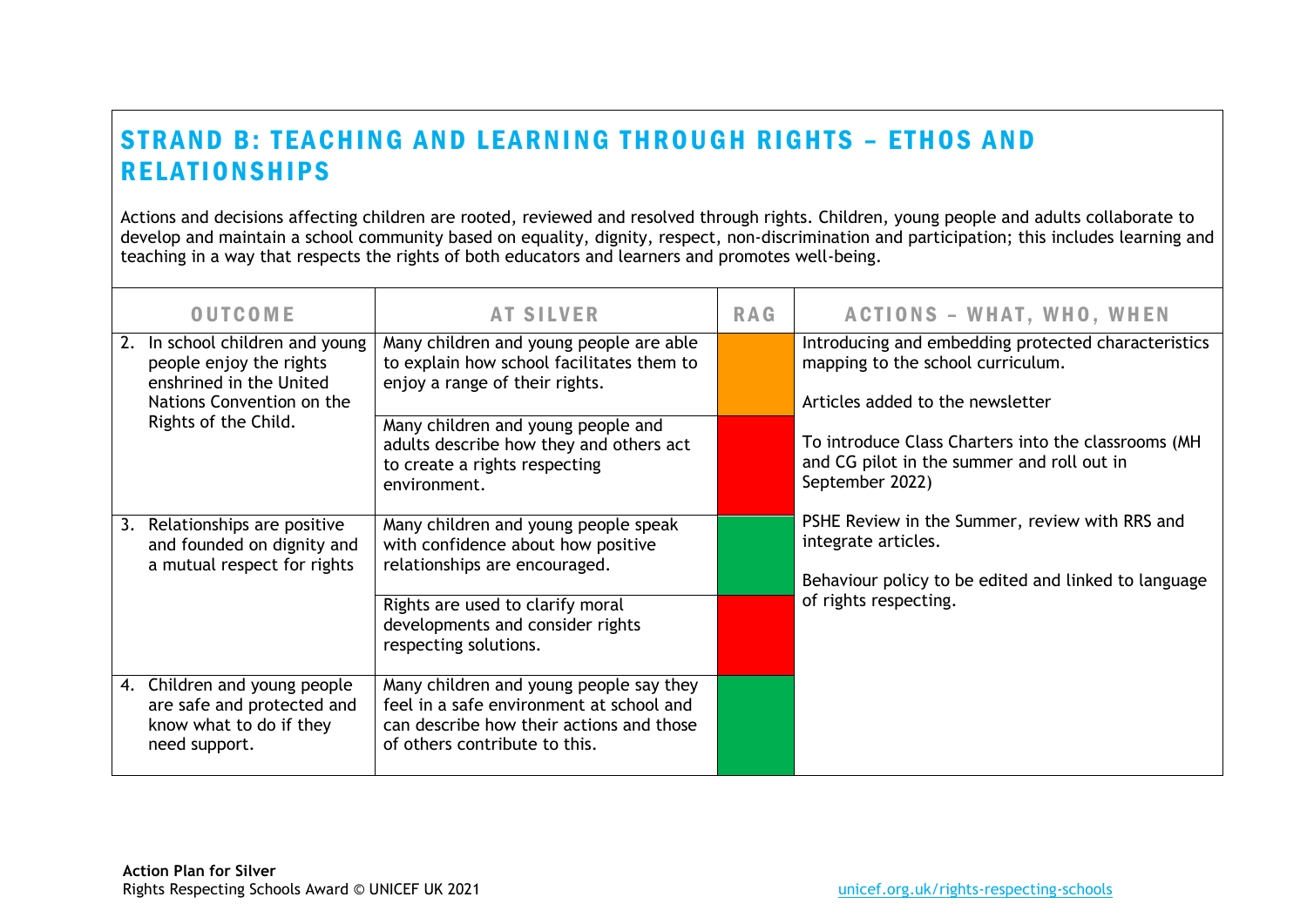## STRAND B: TEACHING AND LEARNING THROUGH RIGHTS – ETHOS AND RELATIONSHIPS

Actions and decisions affecting children are rooted, reviewed and resolved through rights. Children, young people and adults collaborate to develop and maintain a school community based on equality, dignity, respect, non-discrimination and participation; this includes learning and teaching in a way that respects the rights of both educators and learners and promotes well-being.

| OUTCOME | AT SILVER | RAG | ACTIONS – WHAT, WHO, WHEN |
|---|---|---|---|
| 2. In school children and young people enjoy the rights enshrined in the United Nations Convention on the Rights of the Child. | Many children and young people are able to explain how school facilitates them to enjoy a range of their rights. | | Introducing and embedding protected characteristics mapping to the school curriculum.<br><br>Articles added to the newsletter<br><br>To introduce Class Charters into the classrooms (MH and CG pilot in the summer and roll out in September 2022)<br><br>PSHE Review in the Summer, review with RRS and integrate articles.<br><br>Behaviour policy to be edited and linked to language of rights respecting. |
| | Many children and young people and adults describe how they and others act to create a rights respecting environment. | | |
| 3. Relationships are positive and founded on dignity and a mutual respect for rights | Many children and young people speak with confidence about how positive relationships are encouraged. | | |
| | Rights are used to clarify moral developments and consider rights respecting solutions. | | |
| 4. Children and young people are safe and protected and know what to do if they need support. | Many children and young people say they feel in a safe environment at school and can describe how their actions and those of others contribute to this. | | |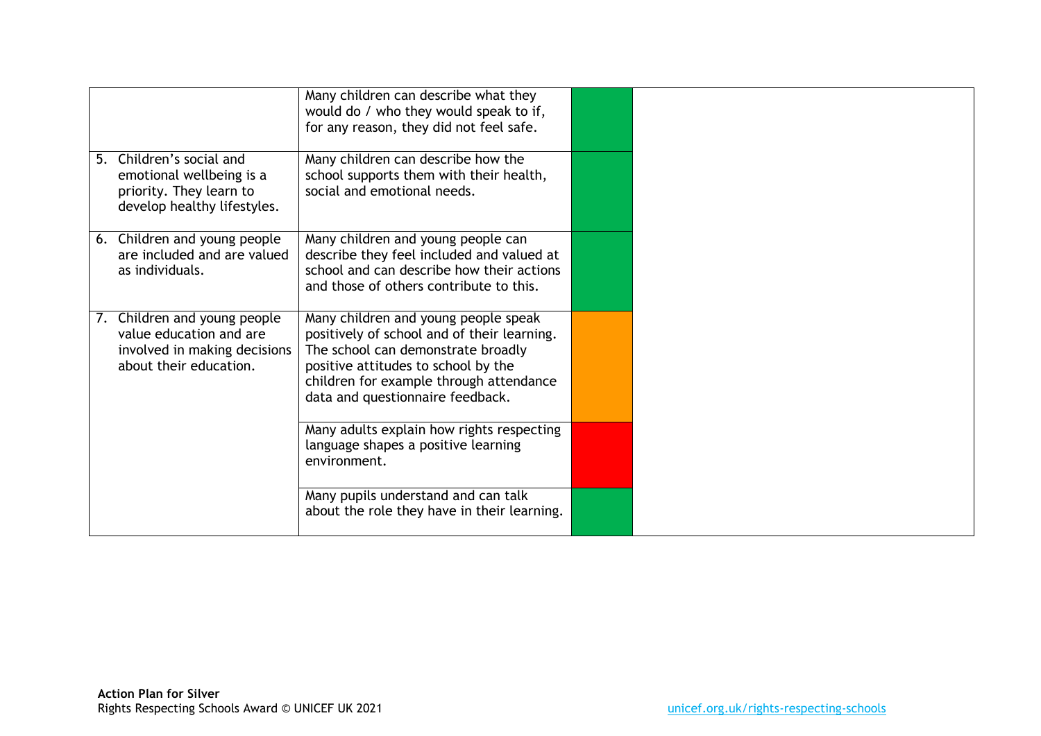| | | | |
|---|---|---|---|
| | Many children can describe what they would do / who they would speak to if, for any reason, they did not feel safe. | | |
| 5. Children's social and emotional wellbeing is a priority. They learn to develop healthy lifestyles. | Many children can describe how the school supports them with their health, social and emotional needs. | | |
| 6. Children and young people are included and are valued as individuals. | Many children and young people can describe they feel included and valued at school and can describe how their actions and those of others contribute to this. | | |
| 7. Children and young people value education and are involved in making decisions about their education. | Many children and young people speak positively of school and of their learning. The school can demonstrate broadly positive attitudes to school by the children for example through attendance data and questionnaire feedback. | | |
| | Many adults explain how rights respecting language shapes a positive learning environment. | | |
| | Many pupils understand and can talk about the role they have in their learning. | | |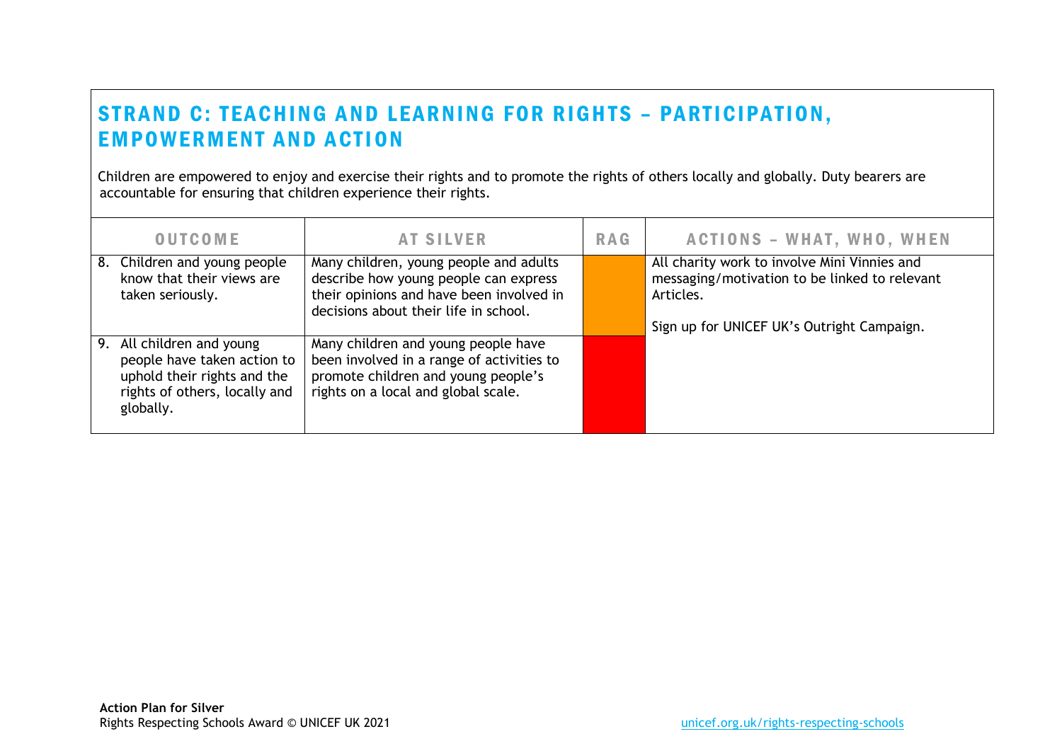## STRAND C: TEACHING AND LEARNING FOR RIGHTS – PARTICIPATION, EMPOWERMENT AND ACTION

Children are empowered to enjoy and exercise their rights and to promote the rights of others locally and globally. Duty bearers are accountable for ensuring that children experience their rights.

| OUTCOME | AT SILVER | RAG | ACTIONS – WHAT, WHO, WHEN |
|---|---|---|---|
| 8. Children and young people know that their views are taken seriously. | Many children, young people and adults describe how young people can express their opinions and have been involved in decisions about their life in school. | | All charity work to involve Mini Vinnies and messaging/motivation to be linked to relevant Articles.<br><br>Sign up for UNICEF UK's Outright Campaign. |
| 9. All children and young people have taken action to uphold their rights and the rights of others, locally and globally. | Many children and young people have been involved in a range of activities to promote children and young people's rights on a local and global scale. | | |

**Action Plan for Silver**
Rights Respecting Schools Award © UNICEF UK 2021

unicef.org.uk/rights-respecting-schools